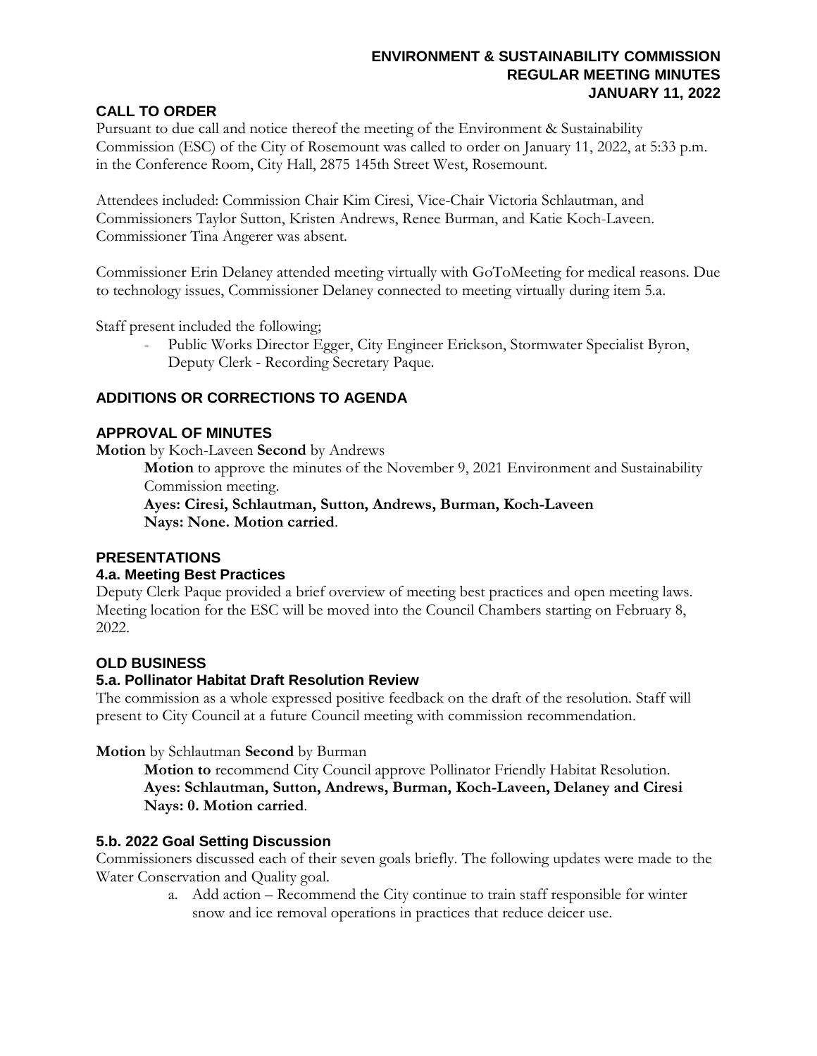# ENVIRONMENT & SUSTAINABILITY COMMISSION
## REGULAR MEETING MINUTES
## JANUARY 11, 2022

### CALL TO ORDER

Pursuant to due call and notice thereof the meeting of the Environment & Sustainability Commission (ESC) of the City of Rosemount was called to order on January 11, 2022, at 5:33 p.m. in the Conference Room, City Hall, 2875 145th Street West, Rosemount.

Attendees included: Commission Chair Kim Ciresi, Vice-Chair Victoria Schlautman, and Commissioners Taylor Sutton, Kristen Andrews, Renee Burman, and Katie Koch-Laveen. Commissioner Tina Angerer was absent.

Commissioner Erin Delaney attended meeting virtually with GoToMeeting for medical reasons. Due to technology issues, Commissioner Delaney connected to meeting virtually during item 5.a.

Staff present included the following;

- Public Works Director Egger, City Engineer Erickson, Stormwater Specialist Byron, Deputy Clerk - Recording Secretary Paque.

### ADDITIONS OR CORRECTIONS TO AGENDA

### APPROVAL OF MINUTES

**Motion** by Koch-Laveen **Second** by Andrews

> **Motion** to approve the minutes of the November 9, 2021 Environment and Sustainability Commission meeting.
> **Ayes: Ciresi, Schlautman, Sutton, Andrews, Burman, Koch-Laveen**
> **Nays: None. Motion carried**.

### PRESENTATIONS

#### 4.a. Meeting Best Practices

Deputy Clerk Paque provided a brief overview of meeting best practices and open meeting laws. Meeting location for the ESC will be moved into the Council Chambers starting on February 8, 2022.

### OLD BUSINESS

#### 5.a. Pollinator Habitat Draft Resolution Review

The commission as a whole expressed positive feedback on the draft of the resolution. Staff will present to City Council at a future Council meeting with commission recommendation.

**Motion** by Schlautman **Second** by Burman

> **Motion to** recommend City Council approve Pollinator Friendly Habitat Resolution.
> **Ayes: Schlautman, Sutton, Andrews, Burman, Koch-Laveen, Delaney and Ciresi**
> **Nays: 0. Motion carried**.

#### 5.b. 2022 Goal Setting Discussion

Commissioners discussed each of their seven goals briefly. The following updates were made to the Water Conservation and Quality goal.

a. Add action – Recommend the City continue to train staff responsible for winter snow and ice removal operations in practices that reduce deicer use.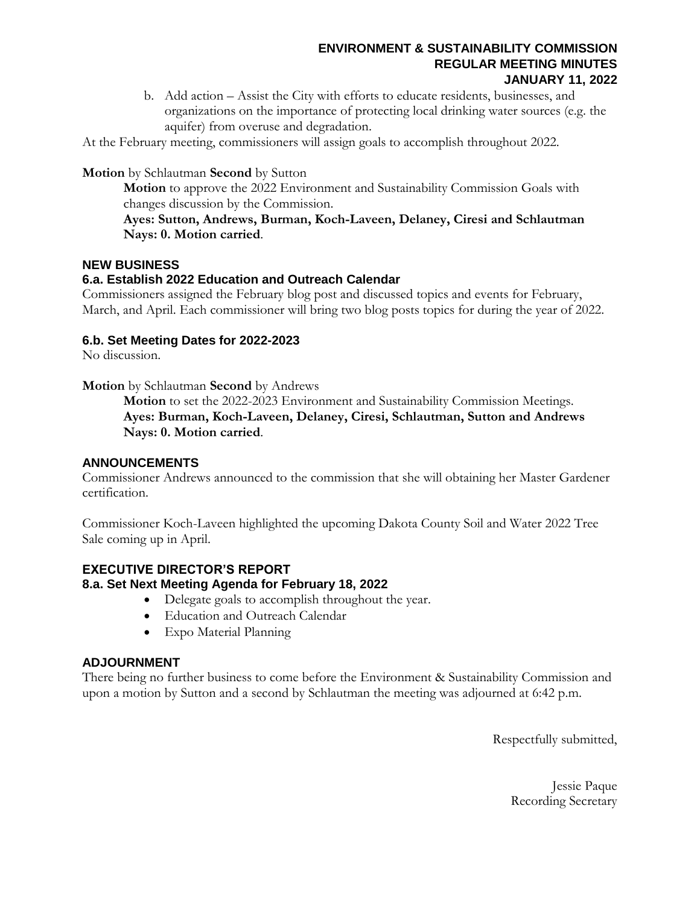b. Add action – Assist the City with efforts to educate residents, businesses, and organizations on the importance of protecting local drinking water sources (e.g. the aquifer) from overuse and degradation.

At the February meeting, commissioners will assign goals to accomplish throughout 2022.

**Motion** by Schlautman **Second** by Sutton

**Motion** to approve the 2022 Environment and Sustainability Commission Goals with changes discussion by the Commission.
**Ayes: Sutton, Andrews, Burman, Koch-Laveen, Delaney, Ciresi and Schlautman**
**Nays: 0. Motion carried**.

## NEW BUSINESS

### 6.a. Establish 2022 Education and Outreach Calendar

Commissioners assigned the February blog post and discussed topics and events for February, March, and April. Each commissioner will bring two blog posts topics for during the year of 2022.

### 6.b. Set Meeting Dates for 2022-2023

No discussion.

**Motion** by Schlautman **Second** by Andrews

**Motion** to set the 2022-2023 Environment and Sustainability Commission Meetings.
**Ayes: Burman, Koch-Laveen, Delaney, Ciresi, Schlautman, Sutton and Andrews**
**Nays: 0. Motion carried**.

## ANNOUNCEMENTS

Commissioner Andrews announced to the commission that she will obtaining her Master Gardener certification.

Commissioner Koch-Laveen highlighted the upcoming Dakota County Soil and Water 2022 Tree Sale coming up in April.

## EXECUTIVE DIRECTOR'S REPORT

### 8.a. Set Next Meeting Agenda for February 18, 2022

- Delegate goals to accomplish throughout the year.
- Education and Outreach Calendar
- Expo Material Planning

## ADJOURNMENT

There being no further business to come before the Environment & Sustainability Commission and upon a motion by Sutton and a second by Schlautman the meeting was adjourned at 6:42 p.m.

Respectfully submitted,

Jessie Paque
Recording Secretary